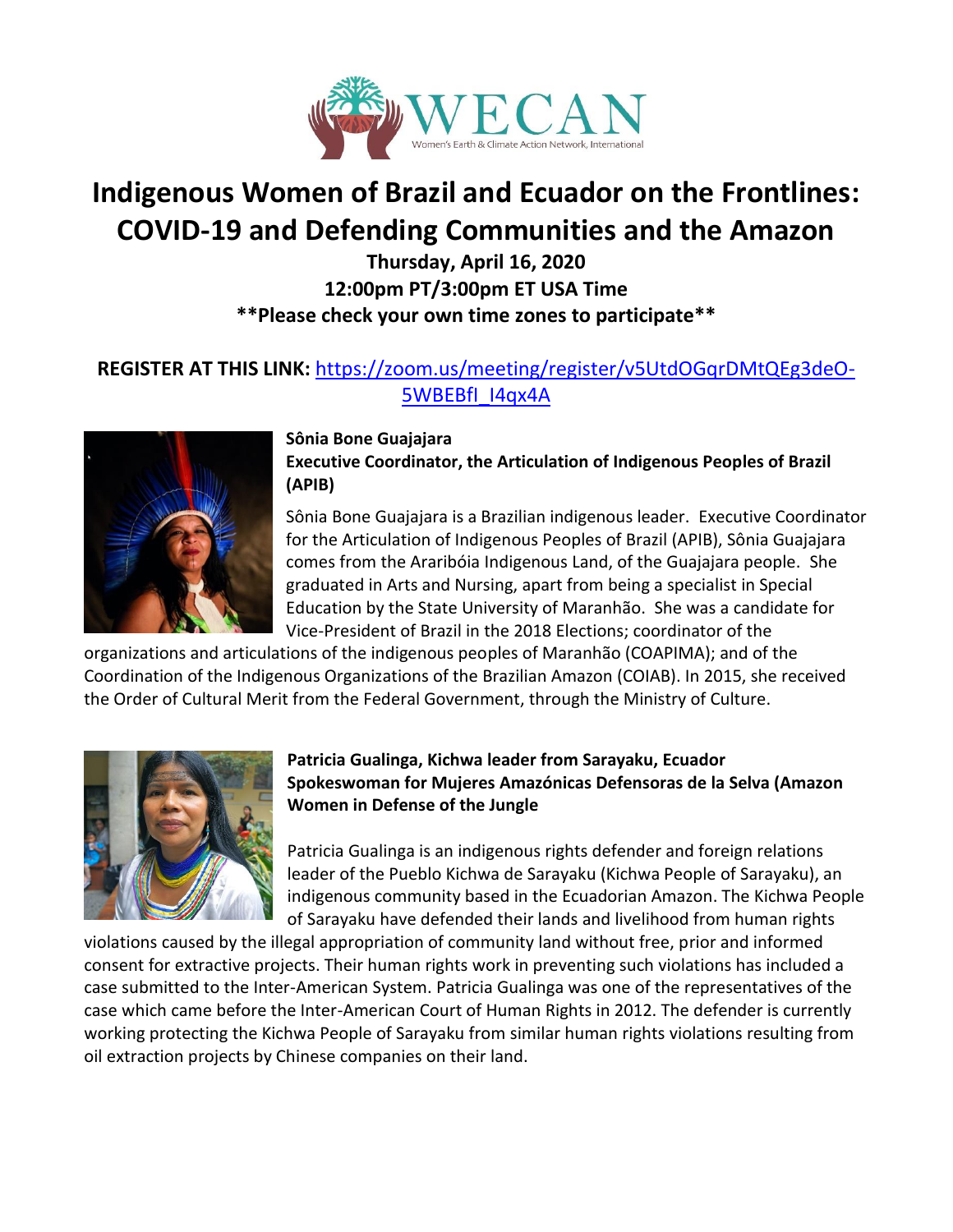WECAN

Women's Earth & Climate Action Network, International

# Indigenous Women of Brazil and Ecuador on the Frontlines: COVID-19 and Defending Communities and the Amazon

**Thursday, April 16, 2020**

**12:00pm PT/3:00pm ET USA Time**

****Please check your own time zones to participate****

**REGISTER AT THIS LINK:** https://zoom.us/meeting/register/v5UtdOGqrDMtQEg3deO-5WBEBfI_I4qx4A

**Sônia Bone Guajajara**
**Executive Coordinator, the Articulation of Indigenous Peoples of Brazil (APIB)**

Sônia Bone Guajajara is a Brazilian indigenous leader. Executive Coordinator for the Articulation of Indigenous Peoples of Brazil (APIB), Sônia Guajajara comes from the Araribóia Indigenous Land, of the Guajajara people. She graduated in Arts and Nursing, apart from being a specialist in Special Education by the State University of Maranhão. She was a candidate for Vice-President of Brazil in the 2018 Elections; coordinator of the organizations and articulations of the indigenous peoples of Maranhão (COAPIMA); and of the Coordination of the Indigenous Organizations of the Brazilian Amazon (COIAB). In 2015, she received the Order of Cultural Merit from the Federal Government, through the Ministry of Culture.

**Patricia Gualinga, Kichwa leader from Sarayaku, Ecuador**
**Spokeswoman for Mujeres Amazónicas Defensoras de la Selva (Amazon Women in Defense of the Jungle**

Patricia Gualinga is an indigenous rights defender and foreign relations leader of the Pueblo Kichwa de Sarayaku (Kichwa People of Sarayaku), an indigenous community based in the Ecuadorian Amazon. The Kichwa People of Sarayaku have defended their lands and livelihood from human rights violations caused by the illegal appropriation of community land without free, prior and informed consent for extractive projects. Their human rights work in preventing such violations has included a case submitted to the Inter-American System. Patricia Gualinga was one of the representatives of the case which came before the Inter-American Court of Human Rights in 2012. The defender is currently working protecting the Kichwa People of Sarayaku from similar human rights violations resulting from oil extraction projects by Chinese companies on their land.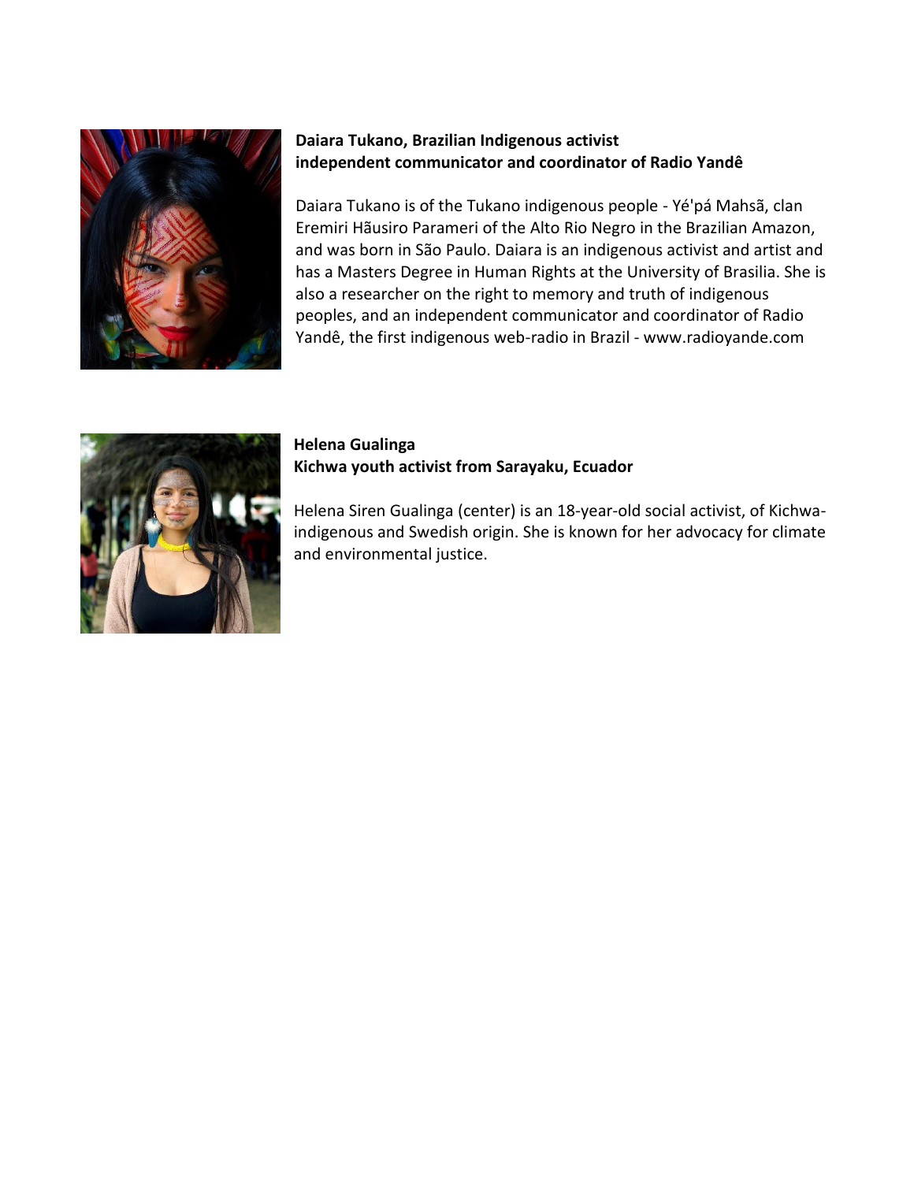**Daiara Tukano, Brazilian Indigenous activist**
**independent communicator and coordinator of Radio Yandê**

Daiara Tukano is of the Tukano indigenous people - Yé'pá Mahsã, clan Eremiri Hãusiro Parameri of the Alto Rio Negro in the Brazilian Amazon, and was born in São Paulo. Daiara is an indigenous activist and artist and has a Masters Degree in Human Rights at the University of Brasilia. She is also a researcher on the right to memory and truth of indigenous peoples, and an independent communicator and coordinator of Radio Yandê, the first indigenous web-radio in Brazil - www.radioyande.com

**Helena Gualinga**
**Kichwa youth activist from Sarayaku, Ecuador**

Helena Siren Gualinga (center) is an 18-year-old social activist, of Kichwa-indigenous and Swedish origin. She is known for her advocacy for climate and environmental justice.